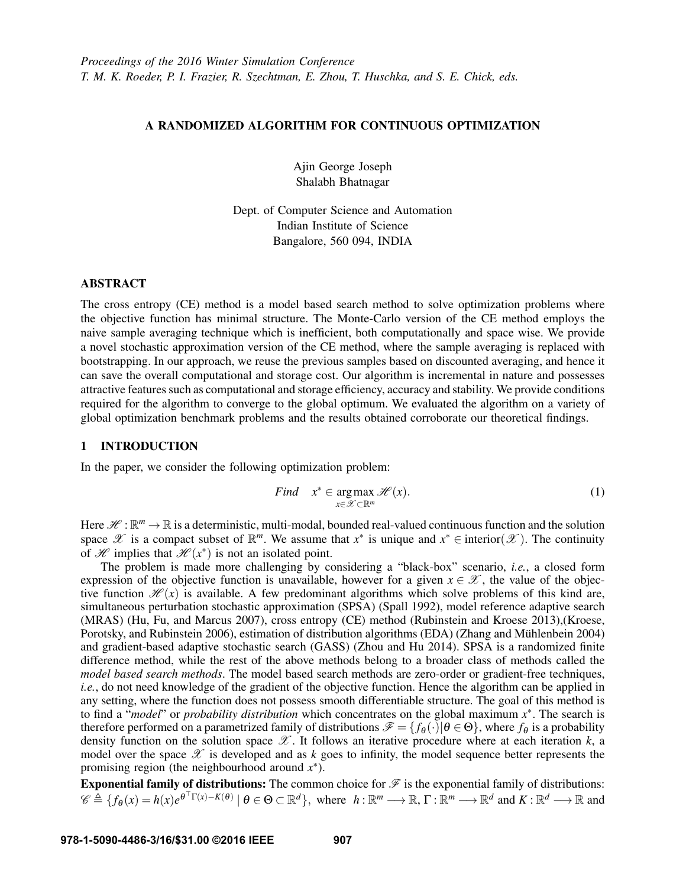# A RANDOMIZED ALGORITHM FOR CONTINUOUS OPTIMIZATION

Ajin George Joseph
Shalabh Bhatnagar

Dept. of Computer Science and Automation
Indian Institute of Science
Bangalore, 560 094, INDIA

## ABSTRACT

The cross entropy (CE) method is a model based search method to solve optimization problems where the objective function has minimal structure. The Monte-Carlo version of the CE method employs the naive sample averaging technique which is inefficient, both computationally and space wise. We provide a novel stochastic approximation version of the CE method, where the sample averaging is replaced with bootstrapping. In our approach, we reuse the previous samples based on discounted averaging, and hence it can save the overall computational and storage cost. Our algorithm is incremental in nature and possesses attractive features such as computational and storage efficiency, accuracy and stability. We provide conditions required for the algorithm to converge to the global optimum. We evaluated the algorithm on a variety of global optimization benchmark problems and the results obtained corroborate our theoretical findings.

## 1 INTRODUCTION

In the paper, we consider the following optimization problem:

$$Find \quad x^* \in \underset{x \in \mathscr{X} \subset \mathbb{R}^m}{\arg\max}\, \mathscr{H}(x). \tag{1}$$

Here $\mathscr{H} : \mathbb{R}^m \to \mathbb{R}$ is a deterministic, multi-modal, bounded real-valued continuous function and the solution space $\mathscr{X}$ is a compact subset of $\mathbb{R}^m$. We assume that $x^*$ is unique and $x^* \in \text{interior}(\mathscr{X})$. The continuity of $\mathscr{H}$ implies that $\mathscr{H}(x^*)$ is not an isolated point.

The problem is made more challenging by considering a "black-box" scenario, *i.e.*, a closed form expression of the objective function is unavailable, however for a given $x \in \mathscr{X}$, the value of the objective function $\mathscr{H}(x)$ is available. A few predominant algorithms which solve problems of this kind are, simultaneous perturbation stochastic approximation (SPSA) (Spall 1992), model reference adaptive search (MRAS) (Hu, Fu, and Marcus 2007), cross entropy (CE) method (Rubinstein and Kroese 2013),(Kroese, Porotsky, and Rubinstein 2006), estimation of distribution algorithms (EDA) (Zhang and Mühlenbein 2004) and gradient-based adaptive stochastic search (GASS) (Zhou and Hu 2014). SPSA is a randomized finite difference method, while the rest of the above methods belong to a broader class of methods called the *model based search methods*. The model based search methods are zero-order or gradient-free techniques, *i.e.*, do not need knowledge of the gradient of the objective function. Hence the algorithm can be applied in any setting, where the function does not possess smooth differentiable structure. The goal of this method is to find a "*model*" or *probability distribution* which concentrates on the global maximum $x^*$. The search is therefore performed on a parametrized family of distributions $\mathscr{F} = \{f_\theta(\cdot) | \theta \in \Theta\}$, where $f_\theta$ is a probability density function on the solution space $\mathscr{X}$. It follows an iterative procedure where at each iteration $k$, a model over the space $\mathscr{X}$ is developed and as $k$ goes to infinity, the model sequence better represents the promising region (the neighbourhood around $x^*$).

**Exponential family of distributions:** The common choice for $\mathscr{F}$ is the exponential family of distributions: $\mathscr{C} \triangleq \{f_\theta(x) = h(x)e^{\theta^\top \Gamma(x) - K(\theta)} \mid \theta \in \Theta \subset \mathbb{R}^d\}$, where $h : \mathbb{R}^m \longrightarrow \mathbb{R}$, $\Gamma : \mathbb{R}^m \longrightarrow \mathbb{R}^d$ and $K : \mathbb{R}^d \longrightarrow \mathbb{R}$ and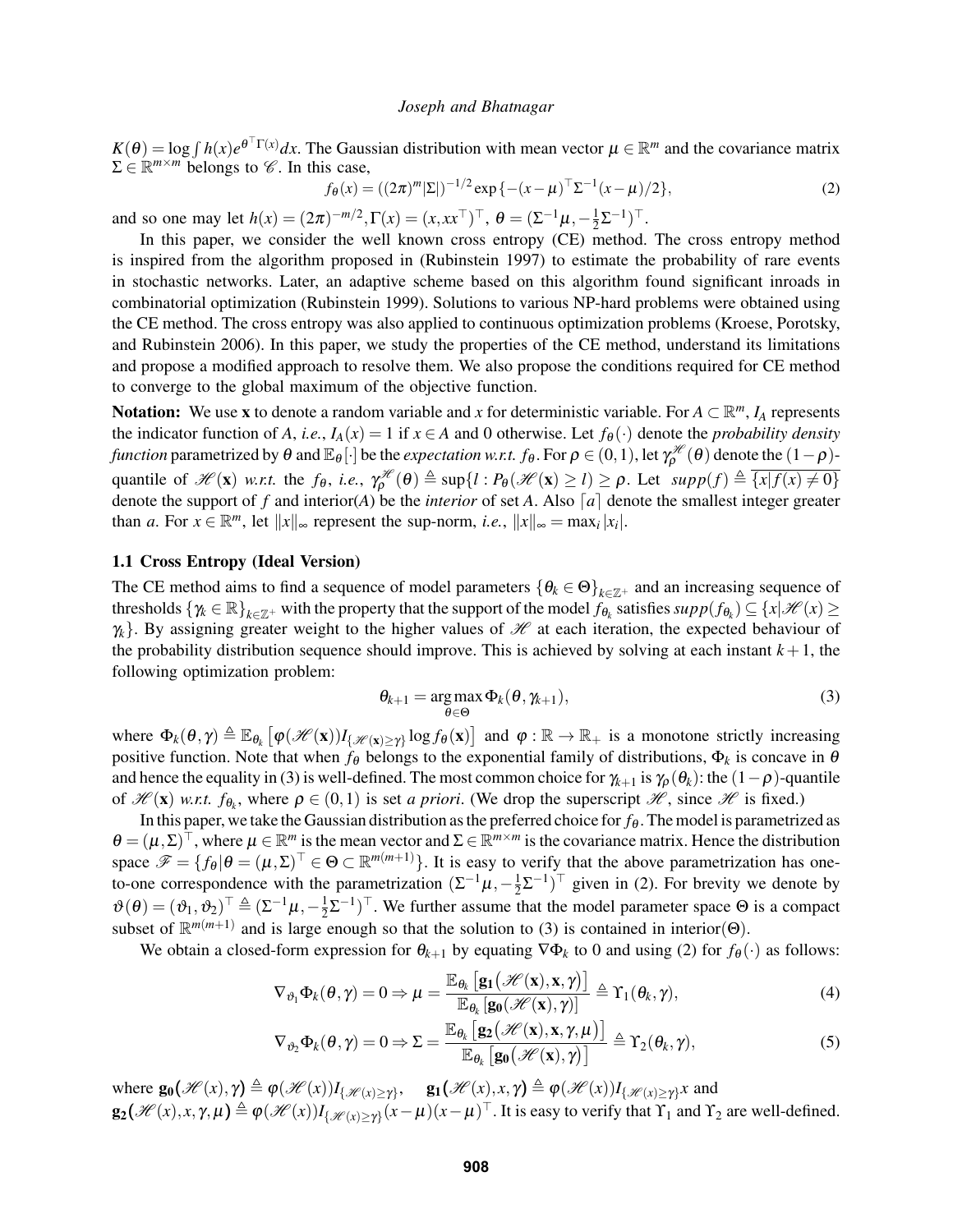$K(\theta) = \log \int h(x) e^{\theta^\top \Gamma(x)} dx$. The Gaussian distribution with mean vector $\mu \in \mathbb{R}^m$ and the covariance matrix $\Sigma \in \mathbb{R}^{m \times m}$ belongs to $\mathscr{C}$. In this case,

$$f_\theta(x) = ((2\pi)^m |\Sigma|)^{-1/2} \exp\{-(x-\mu)^\top \Sigma^{-1}(x-\mu)/2\}, \tag{2}$$

and so one may let $h(x) = (2\pi)^{-m/2}, \Gamma(x) = (x, xx^\top)^\top$, $\theta = (\Sigma^{-1}\mu, -\frac{1}{2}\Sigma^{-1})^\top$.

In this paper, we consider the well known cross entropy (CE) method. The cross entropy method is inspired from the algorithm proposed in (Rubinstein 1997) to estimate the probability of rare events in stochastic networks. Later, an adaptive scheme based on this algorithm found significant inroads in combinatorial optimization (Rubinstein 1999). Solutions to various NP-hard problems were obtained using the CE method. The cross entropy was also applied to continuous optimization problems (Kroese, Porotsky, and Rubinstein 2006). In this paper, we study the properties of the CE method, understand its limitations and propose a modified approach to resolve them. We also propose the conditions required for CE method to converge to the global maximum of the objective function.

**Notation:** We use $\mathbf{x}$ to denote a random variable and $x$ for deterministic variable. For $A \subset \mathbb{R}^m$, $I_A$ represents the indicator function of $A$, *i.e.*, $I_A(x) = 1$ if $x \in A$ and 0 otherwise. Let $f_\theta(\cdot)$ denote the *probability density function* parametrized by $\theta$ and $\mathbb{E}_\theta[\cdot]$ be the *expectation w.r.t.* $f_\theta$. For $\rho \in (0,1)$, let $\gamma_\rho^{\mathscr{H}}(\theta)$ denote the $(1-\rho)$-quantile of $\mathscr{H}(\mathbf{x})$ *w.r.t.* the $f_\theta$, *i.e.*, $\gamma_\rho^{\mathscr{H}}(\theta) \triangleq \sup\{l : P_\theta(\mathscr{H}(\mathbf{x}) \geq l) \geq \rho\}$. Let $supp(f) \triangleq \overline{\{x | f(x) \neq 0\}}$ denote the support of $f$ and interior($A$) be the *interior* of set $A$. Also $\lceil a \rceil$ denote the smallest integer greater than $a$. For $x \in \mathbb{R}^m$, let $\|x\|_\infty$ represent the sup-norm, *i.e.*, $\|x\|_\infty = \max_i |x_i|$.

### 1.1 Cross Entropy (Ideal Version)

The CE method aims to find a sequence of model parameters $\{\theta_k \in \Theta\}_{k \in \mathbb{Z}^+}$ and an increasing sequence of thresholds $\{\gamma_k \in \mathbb{R}\}_{k \in \mathbb{Z}^+}$ with the property that the support of the model $f_{\theta_k}$ satisfies $supp(f_{\theta_k}) \subseteq \{x | \mathscr{H}(x) \geq \gamma_k\}$. By assigning greater weight to the higher values of $\mathscr{H}$ at each iteration, the expected behaviour of the probability distribution sequence should improve. This is achieved by solving at each instant $k+1$, the following optimization problem:

$$\theta_{k+1} = \underset{\theta \in \Theta}{\arg\max}\, \Phi_k(\theta, \gamma_{k+1}), \tag{3}$$

where $\Phi_k(\theta, \gamma) \triangleq \mathbb{E}_{\theta_k}\left[\varphi(\mathscr{H}(\mathbf{x})) I_{\{\mathscr{H}(\mathbf{x}) \geq \gamma\}} \log f_\theta(\mathbf{x})\right]$ and $\varphi : \mathbb{R} \to \mathbb{R}_+$ is a monotone strictly increasing positive function. Note that when $f_\theta$ belongs to the exponential family of distributions, $\Phi_k$ is concave in $\theta$ and hence the equality in (3) is well-defined. The most common choice for $\gamma_{k+1}$ is $\gamma_\rho(\theta_k)$: the $(1-\rho)$-quantile of $\mathscr{H}(\mathbf{x})$ *w.r.t.* $f_{\theta_k}$, where $\rho \in (0,1)$ is set *a priori*. (We drop the superscript $\mathscr{H}$, since $\mathscr{H}$ is fixed.)

In this paper, we take the Gaussian distribution as the preferred choice for $f_\theta$. The model is parametrized as $\theta = (\mu, \Sigma)^\top$, where $\mu \in \mathbb{R}^m$ is the mean vector and $\Sigma \in \mathbb{R}^{m \times m}$ is the covariance matrix. Hence the distribution space $\mathscr{F} = \{f_\theta | \theta = (\mu, \Sigma)^\top \in \Theta \subset \mathbb{R}^{m(m+1)}\}$. It is easy to verify that the above parametrization has one-to-one correspondence with the parametrization $(\Sigma^{-1}\mu, -\frac{1}{2}\Sigma^{-1})^\top$ given in (2). For brevity we denote by $\vartheta(\theta) = (\vartheta_1, \vartheta_2)^\top \triangleq (\Sigma^{-1}\mu, -\frac{1}{2}\Sigma^{-1})^\top$. We further assume that the model parameter space $\Theta$ is a compact subset of $\mathbb{R}^{m(m+1)}$ and is large enough so that the solution to (3) is contained in interior($\Theta$).

We obtain a closed-form expression for $\theta_{k+1}$ by equating $\nabla \Phi_k$ to 0 and using (2) for $f_\theta(\cdot)$ as follows:

$$\nabla_{\vartheta_1} \Phi_k(\theta, \gamma) = 0 \Rightarrow \mu = \frac{\mathbb{E}_{\theta_k}\left[\mathbf{g_1}(\mathscr{H}(\mathbf{x}), \mathbf{x}, \gamma)\right]}{\mathbb{E}_{\theta_k}\left[\mathbf{g_0}(\mathscr{H}(\mathbf{x}), \gamma)\right]} \triangleq \Upsilon_1(\theta_k, \gamma), \tag{4}$$

$$\nabla_{\vartheta_2} \Phi_k(\theta, \gamma) = 0 \Rightarrow \Sigma = \frac{\mathbb{E}_{\theta_k}\left[\mathbf{g_2}(\mathscr{H}(\mathbf{x}), \mathbf{x}, \gamma, \mu)\right]}{\mathbb{E}_{\theta_k}\left[\mathbf{g_0}(\mathscr{H}(\mathbf{x}), \gamma)\right]} \triangleq \Upsilon_2(\theta_k, \gamma), \tag{5}$$

where $\mathbf{g_0}(\mathscr{H}(x), \gamma) \triangleq \varphi(\mathscr{H}(x)) I_{\{\mathscr{H}(x) \geq \gamma\}}$, $\quad \mathbf{g_1}(\mathscr{H}(x), x, \gamma) \triangleq \varphi(\mathscr{H}(x)) I_{\{\mathscr{H}(x) \geq \gamma\}} x$ and $\mathbf{g_2}(\mathscr{H}(x), x, \gamma, \mu) \triangleq \varphi(\mathscr{H}(x)) I_{\{\mathscr{H}(x) \geq \gamma\}} (x-\mu)(x-\mu)^\top$. It is easy to verify that $\Upsilon_1$ and $\Upsilon_2$ are well-defined.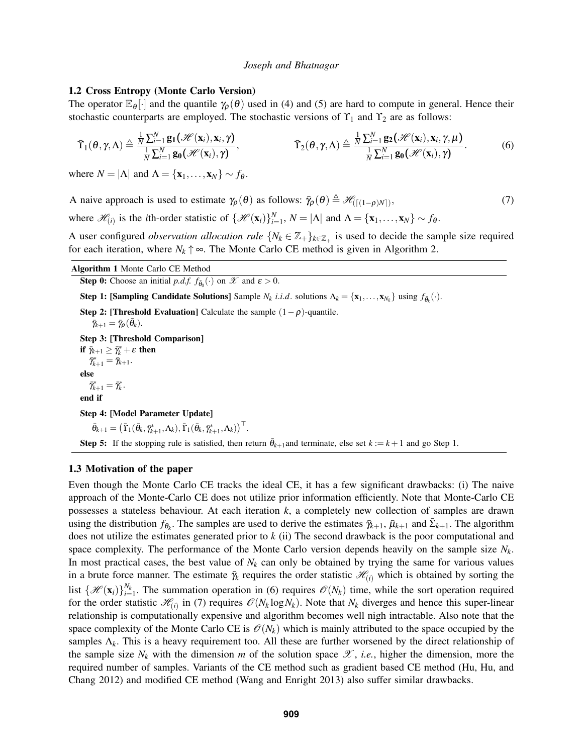### 1.2 Cross Entropy (Monte Carlo Version)

The operator $\mathbb{E}_\theta[\cdot]$ and the quantile $\gamma_\rho(\theta)$ used in (4) and (5) are hard to compute in general. Hence their stochastic counterparts are employed. The stochastic versions of $\Upsilon_1$ and $\Upsilon_2$ are as follows:

$$\bar{\Upsilon}_1(\theta,\gamma,\Lambda) \triangleq \frac{\frac{1}{N}\sum_{i=1}^{N}\mathbf{g_1}\big(\mathscr{H}(\mathbf{x}_i),\mathbf{x}_i,\gamma\big)}{\frac{1}{N}\sum_{i=1}^{N}\mathbf{g_0}\big(\mathscr{H}(\mathbf{x}_i),\gamma\big)}, \qquad \bar{\Upsilon}_2(\theta,\gamma,\Lambda) \triangleq \frac{\frac{1}{N}\sum_{i=1}^{N}\mathbf{g_2}\big(\mathscr{H}(\mathbf{x}_i),\mathbf{x}_i,\gamma,\mu\big)}{\frac{1}{N}\sum_{i=1}^{N}\mathbf{g_0}\big(\mathscr{H}(\mathbf{x}_i),\gamma\big)}. \tag{6}$$

where $N = |\Lambda|$ and $\Lambda = \{\mathbf{x}_1,\ldots,\mathbf{x}_N\} \sim f_\theta$.

A naive approach is used to estimate $\gamma_\rho(\theta)$ as follows: $\bar{\gamma}_\rho(\theta) \triangleq \mathscr{H}_{(\lceil(1-\rho)N\rceil)}$, $\qquad (7)$

where $\mathscr{H}_{(i)}$ is the $i$th-order statistic of $\{\mathscr{H}(\mathbf{x}_i)\}_{i=1}^{N}$, $N = |\Lambda|$ and $\Lambda = \{\mathbf{x}_1,\ldots,\mathbf{x}_N\} \sim f_\theta$.

A user configured *observation allocation rule* $\{N_k \in \mathbb{Z}_+\}_{k\in\mathbb{Z}_+}$ is used to decide the sample size required for each iteration, where $N_k \uparrow \infty$. The Monte Carlo CE method is given in Algorithm 2.

**Algorithm 1** Monte Carlo CE Method

**Step 0:** Choose an initial *p.d.f.* $f_{\bar{\theta}_0}(\cdot)$ on $\mathscr{X}$ and $\varepsilon > 0$.

**Step 1: [Sampling Candidate Solutions]** Sample $N_k$ *i.i.d.* solutions $\Lambda_k = \{\mathbf{x}_1,\ldots,\mathbf{x}_{N_k}\}$ using $f_{\bar{\theta}_k}(\cdot)$.

**Step 2: [Threshold Evaluation]** Calculate the sample $(1-\rho)$-quantile.
$\bar{\gamma}_{k+1} = \bar{\gamma}_\rho(\bar{\theta}_k)$.

**Step 3: [Threshold Comparison]**
**if** $\bar{\gamma}_{k+1} \geq \bar{\gamma}^*_k + \varepsilon$ **then**
$\bar{\gamma}^*_{k+1} = \bar{\gamma}_{k+1}$.
**else**
$\bar{\gamma}^*_{k+1} = \bar{\gamma}^*_k$.
**end if**

**Step 4: [Model Parameter Update]**
$\bar{\theta}_{k+1} = \big(\bar{\Upsilon}_1(\bar{\theta}_k,\bar{\gamma}^*_{k+1},\Lambda_k),\bar{\Upsilon}_1(\bar{\theta}_k,\bar{\gamma}^*_{k+1},\Lambda_k)\big)^\top$.

**Step 5:** If the stopping rule is satisfied, then return $\bar{\theta}_{k+1}$and terminate, else set $k := k+1$ and go Step 1.

### 1.3 Motivation of the paper

Even though the Monte Carlo CE tracks the ideal CE, it has a few significant drawbacks: (i) The naive approach of the Monte-Carlo CE does not utilize prior information efficiently. Note that Monte-Carlo CE possesses a stateless behaviour. At each iteration $k$, a completely new collection of samples are drawn using the distribution $f_{\theta_k}$. The samples are used to derive the estimates $\bar{\gamma}_{k+1}$, $\bar{\mu}_{k+1}$ and $\bar{\Sigma}_{k+1}$. The algorithm does not utilize the estimates generated prior to $k$ (ii) The second drawback is the poor computational and space complexity. The performance of the Monte Carlo version depends heavily on the sample size $N_k$. In most practical cases, the best value of $N_k$ can only be obtained by trying the same for various values in a brute force manner. The estimate $\bar{\gamma}_k$ requires the order statistic $\mathscr{H}_{(i)}$ which is obtained by sorting the list $\{\mathscr{H}(\mathbf{x}_i)\}_{i=1}^{N_k}$. The summation operation in (6) requires $\mathscr{O}(N_k)$ time, while the sort operation required for the order statistic $\mathscr{H}_{(i)}$ in (7) requires $\mathscr{O}(N_k \log N_k)$. Note that $N_k$ diverges and hence this super-linear relationship is computationally expensive and algorithm becomes well nigh intractable. Also note that the space complexity of the Monte Carlo CE is $\mathscr{O}(N_k)$ which is mainly attributed to the space occupied by the samples $\Lambda_k$. This is a heavy requirement too. All these are further worsened by the direct relationship of the sample size $N_k$ with the dimension $m$ of the solution space $\mathscr{X}$, *i.e.*, higher the dimension, more the required number of samples. Variants of the CE method such as gradient based CE method (Hu, Hu, and Chang 2012) and modified CE method (Wang and Enright 2013) also suffer similar drawbacks.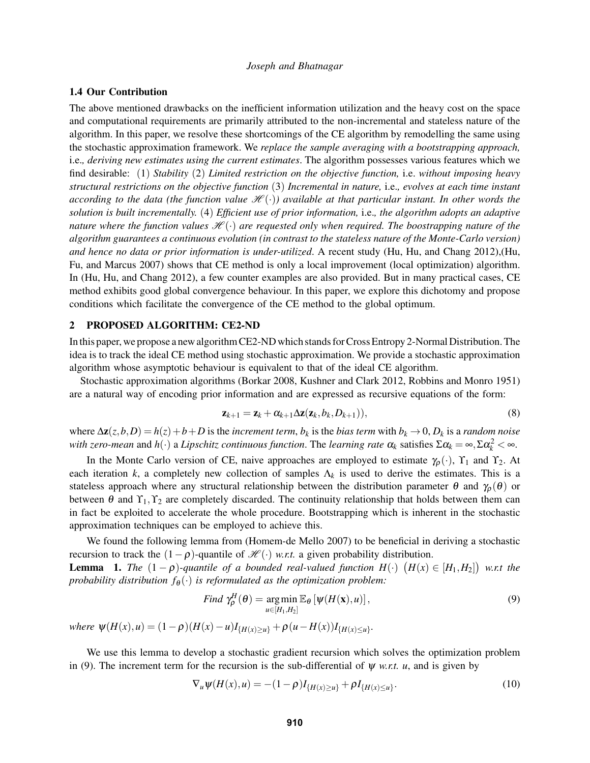### 1.4 Our Contribution

The above mentioned drawbacks on the inefficient information utilization and the heavy cost on the space and computational requirements are primarily attributed to the non-incremental and stateless nature of the algorithm. In this paper, we resolve these shortcomings of the CE algorithm by remodelling the same using the stochastic approximation framework. We *replace the sample averaging with a bootstrapping approach,* i.e*., deriving new estimates using the current estimates*. The algorithm possesses various features which we find desirable: (1) *Stability* (2) *Limited restriction on the objective function,* i.e. *without imposing heavy structural restrictions on the objective function* (3) *Incremental in nature,* i.e*., evolves at each time instant according to the data (the function value $\mathscr{H}(\cdot)$) available at that particular instant. In other words the solution is built incrementally.* (4) *Efficient use of prior information,* i.e*., the algorithm adopts an adaptive nature where the function values $\mathscr{H}(\cdot)$ are requested only when required. The boostrapping nature of the algorithm guarantees a continuous evolution (in contrast to the stateless nature of the Monte-Carlo version) and hence no data or prior information is under-utilized*. A recent study (Hu, Hu, and Chang 2012),(Hu, Fu, and Marcus 2007) shows that CE method is only a local improvement (local optimization) algorithm. In (Hu, Hu, and Chang 2012), a few counter examples are also provided. But in many practical cases, CE method exhibits good global convergence behaviour. In this paper, we explore this dichotomy and propose conditions which facilitate the convergence of the CE method to the global optimum.

## 2 PROPOSED ALGORITHM: CE2-ND

In this paper, we propose a new algorithm CE2-ND which stands for Cross Entropy 2-Normal Distribution. The idea is to track the ideal CE method using stochastic approximation. We provide a stochastic approximation algorithm whose asymptotic behaviour is equivalent to that of the ideal CE algorithm.

Stochastic approximation algorithms (Borkar 2008, Kushner and Clark 2012, Robbins and Monro 1951) are a natural way of encoding prior information and are expressed as recursive equations of the form:

$$\mathbf{z}_{k+1} = \mathbf{z}_k + \alpha_{k+1}\Delta\mathbf{z}(\mathbf{z}_k, b_k, D_{k+1})), \tag{8}$$

where $\Delta\mathbf{z}(z,b,D) = h(z)+b+D$ is the *increment term*, $b_k$ is the *bias term* with $b_k \to 0$, $D_k$ is a *random noise with zero-mean* and $h(\cdot)$ a *Lipschitz continuous function*. The *learning rate* $\alpha_k$ satisfies $\Sigma\alpha_k = \infty, \Sigma\alpha_k^2 < \infty$.

In the Monte Carlo version of CE, naive approaches are employed to estimate $\gamma_\rho(\cdot)$, $\Upsilon_1$ and $\Upsilon_2$. At each iteration $k$, a completely new collection of samples $\Lambda_k$ is used to derive the estimates. This is a stateless approach where any structural relationship between the distribution parameter $\theta$ and $\gamma_\rho(\theta)$ or between $\theta$ and $\Upsilon_1, \Upsilon_2$ are completely discarded. The continuity relationship that holds between them can in fact be exploited to accelerate the whole procedure. Bootstrapping which is inherent in the stochastic approximation techniques can be employed to achieve this.

We found the following lemma from (Homem-de Mello 2007) to be beneficial in deriving a stochastic recursion to track the $(1-\rho)$-quantile of $\mathscr{H}(\cdot)$ *w.r.t.* a given probability distribution.

**Lemma 1.** *The $(1-\rho)$-quantile of a bounded real-valued function $H(\cdot)$ $\big(H(x) \in [H_1, H_2]\big)$ w.r.t the probability distribution $f_\theta(\cdot)$ is reformulated as the optimization problem:*

$$\textit{Find } \gamma_\rho^H(\theta) = \underset{u \in [H_1, H_2]}{\arg\min}\, \mathbb{E}_\theta\left[\psi(H(\mathbf{x}), u)\right], \tag{9}$$

*where* $\psi(H(x),u) = (1-\rho)(H(x)-u)I_{\{H(x)\geq u\}} + \rho(u-H(x))I_{\{H(x)\leq u\}}$.

We use this lemma to develop a stochastic gradient recursion which solves the optimization problem in (9). The increment term for the recursion is the sub-differential of $\psi$ *w.r.t.* $u$, and is given by

$$\nabla_u \psi(H(x),u) = -(1-\rho)I_{\{H(x)\geq u\}} + \rho I_{\{H(x)\leq u\}}. \tag{10}$$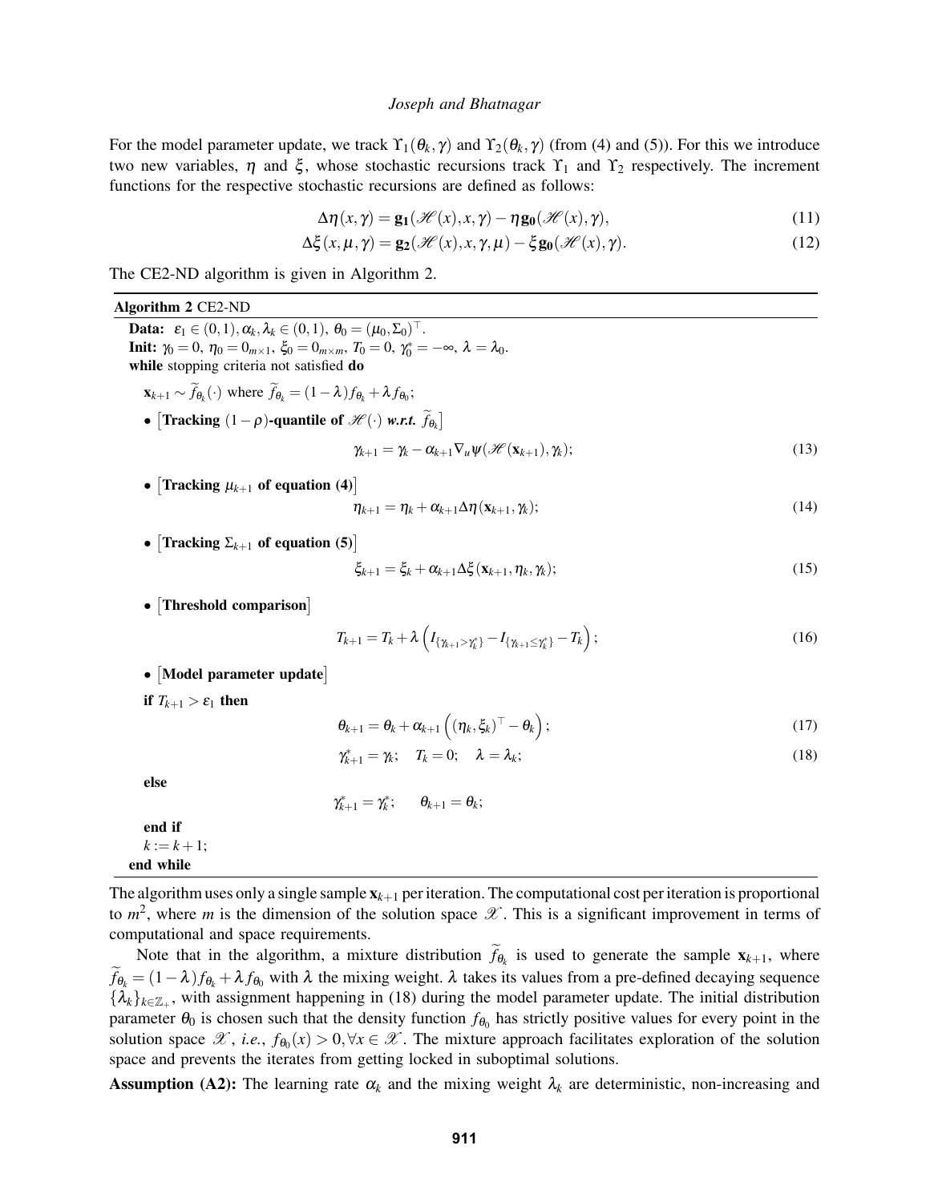For the model parameter update, we track $\Upsilon_1(\theta_k, \gamma)$ and $\Upsilon_2(\theta_k, \gamma)$ (from (4) and (5)). For this we introduce two new variables, $\eta$ and $\xi$, whose stochastic recursions track $\Upsilon_1$ and $\Upsilon_2$ respectively. The increment functions for the respective stochastic recursions are defined as follows:

$$\Delta\eta(x,\gamma) = \mathbf{g_1}(\mathscr{H}(x),x,\gamma) - \eta\,\mathbf{g_0}(\mathscr{H}(x),\gamma), \tag{11}$$

$$\Delta\xi(x,\mu,\gamma) = \mathbf{g_2}(\mathscr{H}(x),x,\gamma,\mu) - \xi\,\mathbf{g_0}(\mathscr{H}(x),\gamma). \tag{12}$$

The CE2-ND algorithm is given in Algorithm 2.

---

**Algorithm 2** CE2-ND

---

**Data:** $\varepsilon_1 \in (0,1), \alpha_k, \lambda_k \in (0,1),\ \theta_0 = (\mu_0, \Sigma_0)^\top$.

**Init:** $\gamma_0 = 0,\ \eta_0 = 0_{m\times 1},\ \xi_0 = 0_{m\times m},\ T_0 = 0,\ \gamma_0^* = -\infty,\ \lambda = \lambda_0$.

**while** stopping criteria not satisfied **do**

$\mathbf{x}_{k+1} \sim \widetilde{f}_{\theta_k}(\cdot)$ where $\widetilde{f}_{\theta_k} = (1-\lambda)f_{\theta_k} + \lambda f_{\theta_0}$;

- $\big[$**Tracking $(1-\rho)$-quantile of $\mathscr{H}(\cdot)$ *w.r.t.* $\widetilde{f}_{\theta_k}$**$\big]$

$$\gamma_{k+1} = \gamma_k - \alpha_{k+1}\nabla_u \psi(\mathscr{H}(\mathbf{x}_{k+1}), \gamma_k); \tag{13}$$

- $\big[$**Tracking $\mu_{k+1}$ of equation (4)**$\big]$

$$\eta_{k+1} = \eta_k + \alpha_{k+1}\Delta\eta(\mathbf{x}_{k+1}, \gamma_k); \tag{14}$$

- $\big[$**Tracking $\Sigma_{k+1}$ of equation (5)**$\big]$

$$\xi_{k+1} = \xi_k + \alpha_{k+1}\Delta\xi(\mathbf{x}_{k+1}, \eta_k, \gamma_k); \tag{15}$$

- $\big[$**Threshold comparison**$\big]$

$$T_{k+1} = T_k + \lambda\left(I_{\{\gamma_{k+1} > \gamma_k^*\}} - I_{\{\gamma_{k+1} \le \gamma_k^*\}} - T_k\right); \tag{16}$$

- $\big[$**Model parameter update**$\big]$

**if** $T_{k+1} > \varepsilon_1$ **then**

$$\theta_{k+1} = \theta_k + \alpha_{k+1}\left((\eta_k, \xi_k)^\top - \theta_k\right); \tag{17}$$

$$\gamma_{k+1}^* = \gamma_k; \quad T_k = 0; \quad \lambda = \lambda_k; \tag{18}$$

**else**

$$\gamma_{k+1}^* = \gamma_k^*; \qquad \theta_{k+1} = \theta_k;$$

**end if**

$k := k+1$;

**end while**

---

The algorithm uses only a single sample $\mathbf{x}_{k+1}$ per iteration. The computational cost per iteration is proportional to $m^2$, where $m$ is the dimension of the solution space $\mathscr{X}$. This is a significant improvement in terms of computational and space requirements.

Note that in the algorithm, a mixture distribution $\widetilde{f}_{\theta_k}$ is used to generate the sample $\mathbf{x}_{k+1}$, where $\widetilde{f}_{\theta_k} = (1-\lambda)f_{\theta_k} + \lambda f_{\theta_0}$ with $\lambda$ the mixing weight. $\lambda$ takes its values from a pre-defined decaying sequence $\{\lambda_k\}_{k\in\mathbb{Z}_+}$, with assignment happening in (18) during the model parameter update. The initial distribution parameter $\theta_0$ is chosen such that the density function $f_{\theta_0}$ has strictly positive values for every point in the solution space $\mathscr{X}$, *i.e.*, $f_{\theta_0}(x) > 0, \forall x \in \mathscr{X}$. The mixture approach facilitates exploration of the solution space and prevents the iterates from getting locked in suboptimal solutions.

**Assumption (A2):** The learning rate $\alpha_k$ and the mixing weight $\lambda_k$ are deterministic, non-increasing and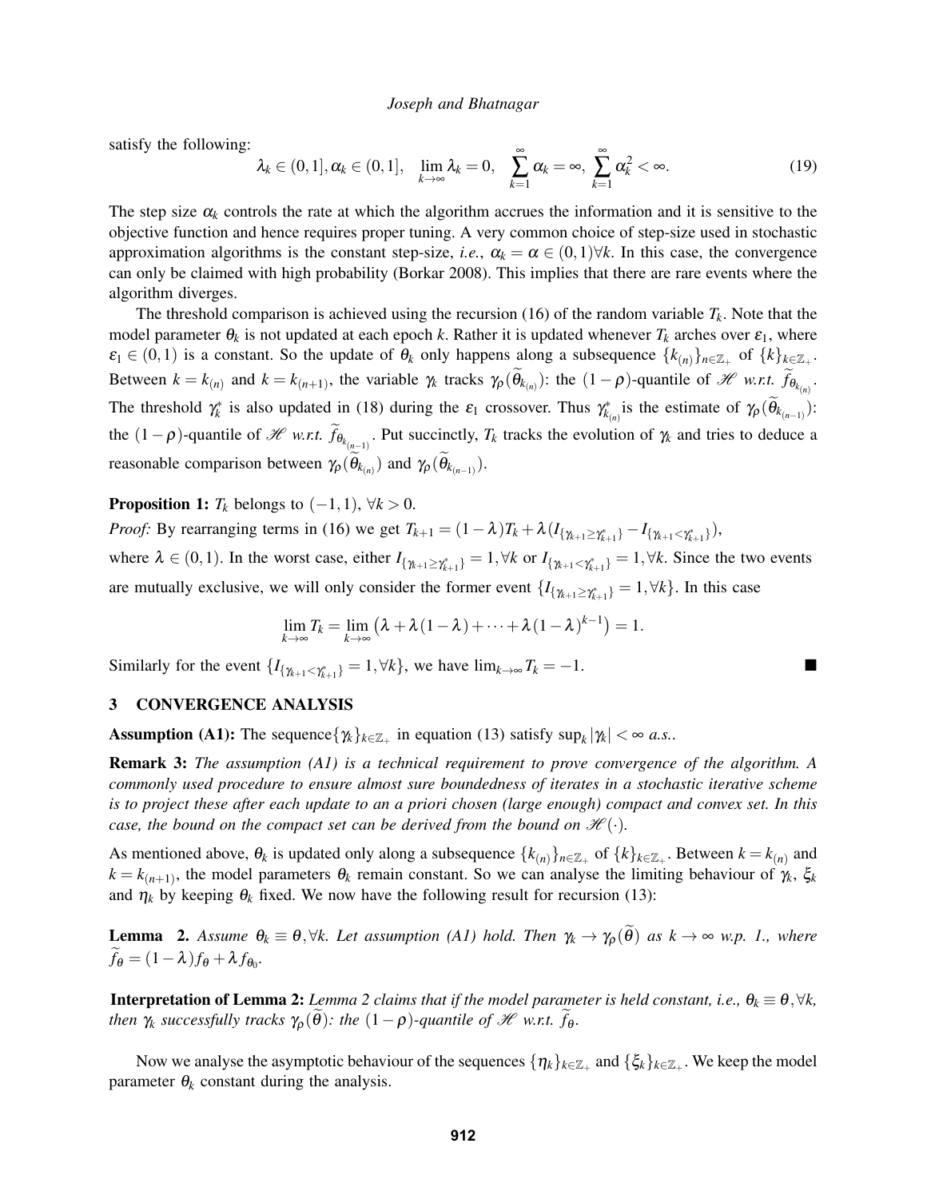satisfy the following:

$$\lambda_k \in (0,1], \alpha_k \in (0,1], \quad \lim_{k\to\infty} \lambda_k = 0, \quad \sum_{k=1}^{\infty} \alpha_k = \infty, \ \sum_{k=1}^{\infty} \alpha_k^2 < \infty. \tag{19}$$

The step size $\alpha_k$ controls the rate at which the algorithm accrues the information and it is sensitive to the objective function and hence requires proper tuning. A very common choice of step-size used in stochastic approximation algorithms is the constant step-size, *i.e.*, $\alpha_k = \alpha \in (0,1) \forall k$. In this case, the convergence can only be claimed with high probability (Borkar 2008). This implies that there are rare events where the algorithm diverges.

The threshold comparison is achieved using the recursion (16) of the random variable $T_k$. Note that the model parameter $\theta_k$ is not updated at each epoch $k$. Rather it is updated whenever $T_k$ arches over $\varepsilon_1$, where $\varepsilon_1 \in (0,1)$ is a constant. So the update of $\theta_k$ only happens along a subsequence $\{k_{(n)}\}_{n\in\mathbb{Z}_+}$ of $\{k\}_{k\in\mathbb{Z}_+}$. Between $k = k_{(n)}$ and $k = k_{(n+1)}$, the variable $\gamma_k$ tracks $\gamma_\rho(\widetilde{\theta}_{k_{(n)}})$: the $(1-\rho)$-quantile of $\mathscr{H}$ *w.r.t.* $\widetilde{f}_{\theta_{k_{(n)}}}$. The threshold $\gamma^*_k$ is also updated in (18) during the $\varepsilon_1$ crossover. Thus $\gamma^*_{k_{(n)}}$ is the estimate of $\gamma_\rho(\widetilde{\theta}_{k_{(n-1)}})$: the $(1-\rho)$-quantile of $\mathscr{H}$ *w.r.t.* $\widetilde{f}_{\theta_{k_{(n-1)}}}$. Put succinctly, $T_k$ tracks the evolution of $\gamma_k$ and tries to deduce a reasonable comparison between $\gamma_\rho(\widetilde{\theta}_{k_{(n)}})$ and $\gamma_\rho(\widetilde{\theta}_{k_{(n-1)}})$.

**Proposition 1:** $T_k$ belongs to $(-1,1)$, $\forall k > 0$.

*Proof:* By rearranging terms in (16) we get $T_{k+1} = (1-\lambda)T_k + \lambda(I_{\{\gamma_{k+1}\geq\gamma^*_{k+1}\}} - I_{\{\gamma_{k+1}<\gamma^*_{k+1}\}})$, where $\lambda \in (0,1)$. In the worst case, either $I_{\{\gamma_{k+1}\geq\gamma^*_{k+1}\}} = 1, \forall k$ or $I_{\{\gamma_{k+1}<\gamma^*_{k+1}\}} = 1, \forall k$. Since the two events are mutually exclusive, we will only consider the former event $\{I_{\{\gamma_{k+1}\geq\gamma^*_{k+1}\}} = 1, \forall k\}$. In this case

$$\lim_{k\to\infty} T_k = \lim_{k\to\infty} \left(\lambda + \lambda(1-\lambda) + \cdots + \lambda(1-\lambda)^{k-1}\right) = 1.$$

Similarly for the event $\{I_{\{\gamma_{k+1}<\gamma^*_{k+1}\}} = 1, \forall k\}$, we have $\lim_{k\to\infty} T_k = -1$. ■

## 3 CONVERGENCE ANALYSIS

**Assumption (A1):** The sequence$\{\gamma_k\}_{k\in\mathbb{Z}_+}$ in equation (13) satisfy $\sup_k |\gamma_k| < \infty$ *a.s.*.

**Remark 3:** *The assumption (A1) is a technical requirement to prove convergence of the algorithm. A commonly used procedure to ensure almost sure boundedness of iterates in a stochastic iterative scheme is to project these after each update to an a priori chosen (large enough) compact and convex set. In this case, the bound on the compact set can be derived from the bound on $\mathscr{H}(\cdot)$.*

As mentioned above, $\theta_k$ is updated only along a subsequence $\{k_{(n)}\}_{n\in\mathbb{Z}_+}$ of $\{k\}_{k\in\mathbb{Z}_+}$. Between $k = k_{(n)}$ and $k = k_{(n+1)}$, the model parameters $\theta_k$ remain constant. So we can analyse the limiting behaviour of $\gamma_k$, $\xi_k$ and $\eta_k$ by keeping $\theta_k$ fixed. We now have the following result for recursion (13):

**Lemma 2.** *Assume $\theta_k \equiv \theta, \forall k$. Let assumption (A1) hold. Then $\gamma_k \to \gamma_\rho(\widetilde{\theta})$ as $k \to \infty$ w.p. 1., where $\widetilde{f}_\theta = (1-\lambda)f_\theta + \lambda f_{\theta_0}$.*

**Interpretation of Lemma 2:** *Lemma 2 claims that if the model parameter is held constant, i.e., $\theta_k \equiv \theta, \forall k$, then $\gamma_k$ successfully tracks $\gamma_\rho(\widetilde{\theta})$: the $(1-\rho)$-quantile of $\mathscr{H}$ w.r.t. $\widetilde{f}_\theta$.*

Now we analyse the asymptotic behaviour of the sequences $\{\eta_k\}_{k\in\mathbb{Z}_+}$ and $\{\xi_k\}_{k\in\mathbb{Z}_+}$. We keep the model parameter $\theta_k$ constant during the analysis.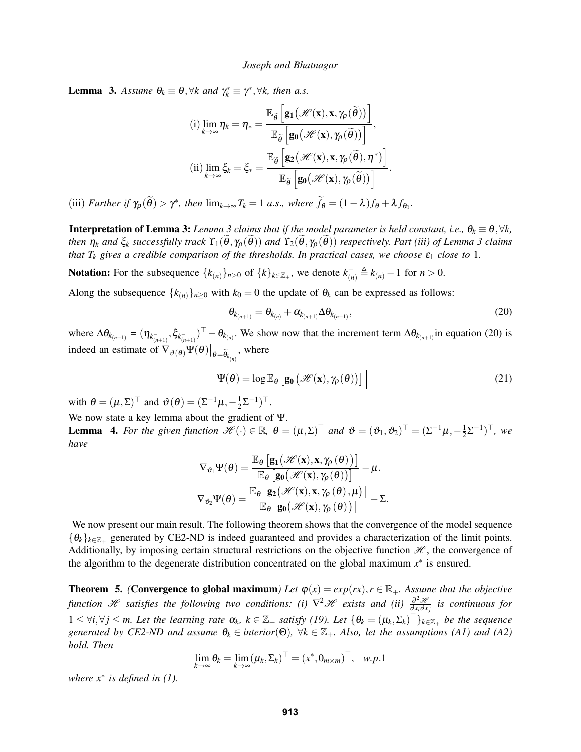**Lemma 3.** *Assume $\theta_k \equiv \theta, \forall k$ and $\gamma_k^* \equiv \gamma^*, \forall k$, then a.s.*

$$\text{(i)} \lim_{k\to\infty} \eta_k = \eta_* = \frac{\mathbb{E}_{\widetilde{\theta}}\left[\mathbf{g_1}\big(\mathscr{H}(\mathbf{x}), \mathbf{x}, \gamma_\rho(\widetilde{\theta})\big)\right]}{\mathbb{E}_{\widetilde{\theta}}\left[\mathbf{g_0}\big(\mathscr{H}(\mathbf{x}), \gamma_\rho(\widetilde{\theta})\big)\right]},$$

$$\text{(ii)} \lim_{k\to\infty} \xi_k = \xi_* = \frac{\mathbb{E}_{\widetilde{\theta}}\left[\mathbf{g_2}\big(\mathscr{H}(\mathbf{x}), \mathbf{x}, \gamma_\rho(\widetilde{\theta}), \eta^*\big)\right]}{\mathbb{E}_{\widetilde{\theta}}\left[\mathbf{g_0}\big(\mathscr{H}(\mathbf{x}), \gamma_\rho(\widetilde{\theta})\big)\right]}.$$

(iii) *Further if $\gamma_\rho(\widetilde{\theta}) > \gamma^*$, then $\lim_{k\to\infty} T_k = 1$ a.s., where $\widetilde{f}_\theta = (1-\lambda) f_\theta + \lambda f_{\theta_0}$.*

**Interpretation of Lemma 3:** *Lemma 3 claims that if the model parameter is held constant, i.e., $\theta_k \equiv \theta, \forall k$, then $\eta_k$ and $\xi_k$ successfully track $\Upsilon_1(\widetilde{\theta}, \gamma_\rho(\widetilde{\theta}))$ and $\Upsilon_2(\widetilde{\theta}, \gamma_\rho(\widetilde{\theta}))$ respectively. Part (iii) of Lemma 3 claims that $T_k$ gives a credible comparison of the thresholds. In practical cases, we choose $\varepsilon_1$ close to 1.*

**Notation:** For the subsequence $\{k_{(n)}\}_{n>0}$ of $\{k\}_{k\in\mathbb{Z}_+}$, we denote $k_{(n)}^- \triangleq k_{(n)} - 1$ for $n > 0$.

Along the subsequence $\{k_{(n)}\}_{n\geq 0}$ with $k_0 = 0$ the update of $\theta_k$ can be expressed as follows:

$$\theta_{k_{(n+1)}} = \theta_{k_{(n)}} + \alpha_{k_{(n+1)}} \Delta\theta_{k_{(n+1)}}, \tag{20}$$

where $\Delta\theta_{k_{(n+1)}} = (\eta_{k_{(n+1)}^-}, \xi_{k_{(n+1)}^-})^\top - \theta_{k_{(n)}}$. We show now that the increment term $\Delta\theta_{k_{(n+1)}}$ in equation (20) is indeed an estimate of $\nabla_{\vartheta(\theta)} \Psi(\theta)\big|_{\theta=\widetilde{\theta}_{k_{(n)}}}$, where

$$\boxed{\Psi(\theta) = \log \mathbb{E}_\theta\left[\mathbf{g_0}\left(\mathscr{H}(\mathbf{x}), \gamma_\rho(\theta)\right)\right]} \tag{21}$$

with $\theta = (\mu, \Sigma)^\top$ and $\vartheta(\theta) = (\Sigma^{-1}\mu, -\frac{1}{2}\Sigma^{-1})^\top$.

We now state a key lemma about the gradient of $\Psi$.

**Lemma 4.** *For the given function $\mathscr{H}(\cdot) \in \mathbb{R}$, $\theta = (\mu, \Sigma)^\top$ and $\vartheta = (\vartheta_1, \vartheta_2)^\top = (\Sigma^{-1}\mu, -\frac{1}{2}\Sigma^{-1})^\top$, we have*

$$\nabla_{\vartheta_1} \Psi(\theta) = \frac{\mathbb{E}_\theta\left[\mathbf{g_1}\big(\mathscr{H}(\mathbf{x}), \mathbf{x}, \gamma_\rho(\theta)\big)\right]}{\mathbb{E}_\theta\left[\mathbf{g_0}\big(\mathscr{H}(\mathbf{x}), \gamma_\rho(\theta)\big)\right]} - \mu.$$

$$\nabla_{\vartheta_2} \Psi(\theta) = \frac{\mathbb{E}_\theta\left[\mathbf{g_2}\big(\mathscr{H}(\mathbf{x}), \mathbf{x}, \gamma_\rho(\theta), \mu\big)\right]}{\mathbb{E}_\theta\left[\mathbf{g_0}\big(\mathscr{H}(\mathbf{x}), \gamma_\rho(\theta)\big)\right]} - \Sigma.$$

We now present our main result. The following theorem shows that the convergence of the model sequence $\{\theta_k\}_{k\in\mathbb{Z}_+}$ generated by CE2-ND is indeed guaranteed and provides a characterization of the limit points. Additionally, by imposing certain structural restrictions on the objective function $\mathscr{H}$, the convergence of the algorithm to the degenerate distribution concentrated on the global maximum $x^*$ is ensured.

**Theorem 5.** *(**Convergence to global maximum**) Let $\varphi(x) = exp(rx), r \in \mathbb{R}_+$. Assume that the objective function $\mathscr{H}$ satisfies the following two conditions: (i) $\nabla^2\mathscr{H}$ exists and (ii) $\frac{\partial^2\mathscr{H}}{\partial x_i \partial x_j}$ is continuous for $1 \leq \forall i, \forall j \leq m$. Let the learning rate $\alpha_k$, $k \in \mathbb{Z}_+$ satisfy (19). Let $\{\theta_k = (\mu_k, \Sigma_k)^\top\}_{k\in\mathbb{Z}_+}$ be the sequence generated by CE2-ND and assume $\theta_k \in interior(\Theta)$, $\forall k \in \mathbb{Z}_+$. Also, let the assumptions (A1) and (A2) hold. Then*

$$\lim_{k\to\infty} \theta_k = \lim_{k\to\infty} (\mu_k, \Sigma_k)^\top = (x^*, 0_{m\times m})^\top, \quad w.p.1$$

*where $x^*$ is defined in (1).*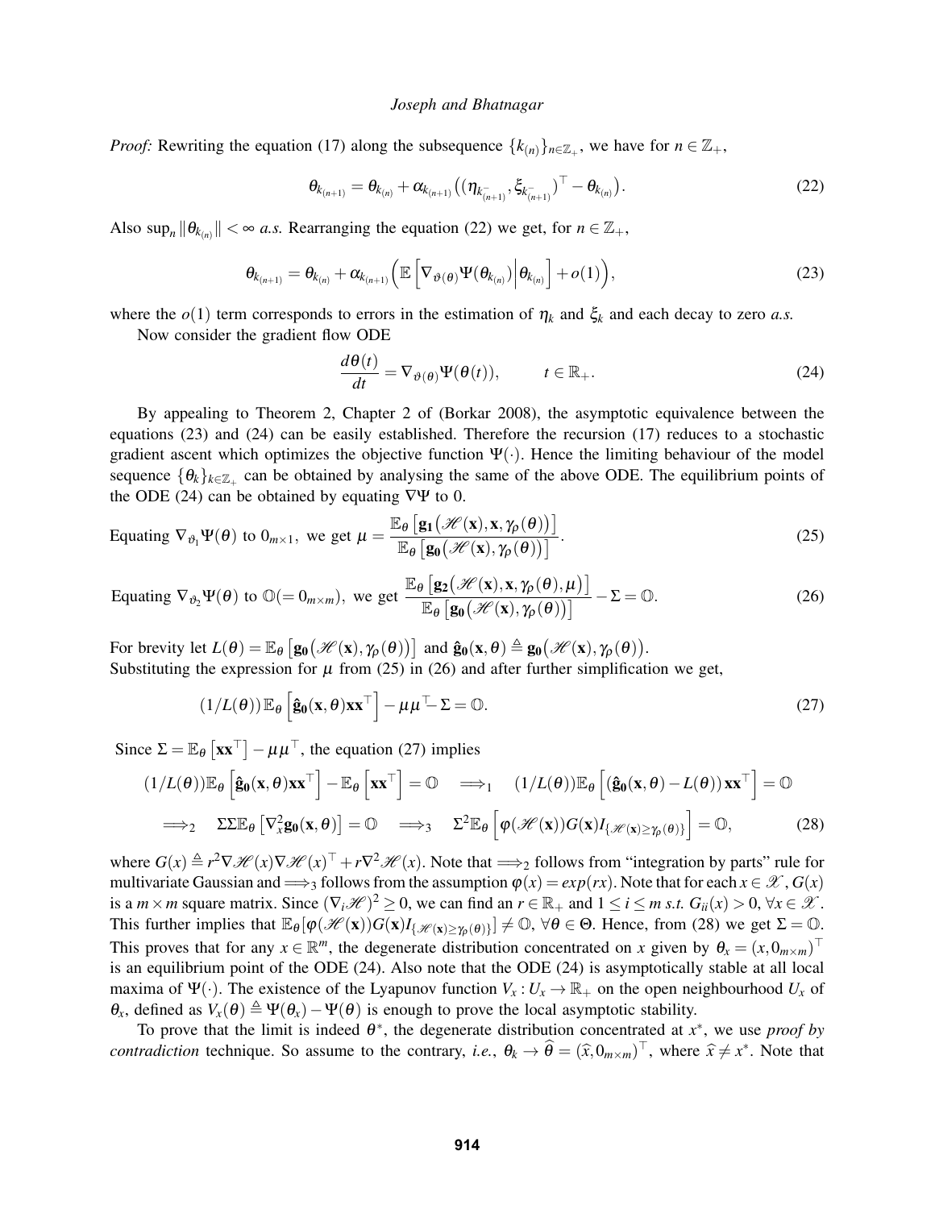*Proof:* Rewriting the equation (17) along the subsequence $\{k_{(n)}\}_{n \in \mathbb{Z}_+}$, we have for $n \in \mathbb{Z}_+$,

$$\theta_{k_{(n+1)}} = \theta_{k_{(n)}} + \alpha_{k_{(n+1)}} \big( (\eta_{k^-_{(n+1)}}, \xi_{k^-_{(n+1)}})^\top - \theta_{k_{(n)}} \big). \tag{22}$$

Also $\sup_n \|\theta_{k_{(n)}}\| < \infty$ *a.s.* Rearranging the equation (22) we get, for $n \in \mathbb{Z}_+$,

$$\theta_{k_{(n+1)}} = \theta_{k_{(n)}} + \alpha_{k_{(n+1)}} \Big( \mathbb{E}\left[ \nabla_{\vartheta(\theta)} \Psi(\theta_{k_{(n)}}) \Big| \theta_{k_{(n)}} \right] + o(1) \Big), \tag{23}$$

where the $o(1)$ term corresponds to errors in the estimation of $\eta_k$ and $\xi_k$ and each decay to zero *a.s.*

Now consider the gradient flow ODE

$$\frac{d\theta(t)}{dt} = \nabla_{\vartheta(\theta)} \Psi(\theta(t)), \qquad t \in \mathbb{R}_+. \tag{24}$$

By appealing to Theorem 2, Chapter 2 of (Borkar 2008), the asymptotic equivalence between the equations (23) and (24) can be easily established. Therefore the recursion (17) reduces to a stochastic gradient ascent which optimizes the objective function $\Psi(\cdot)$. Hence the limiting behaviour of the model sequence $\{\theta_k\}_{k \in \mathbb{Z}_+}$ can be obtained by analysing the same of the above ODE. The equilibrium points of the ODE (24) can be obtained by equating $\nabla \Psi$ to 0.

$$\text{Equating } \nabla_{\vartheta_1} \Psi(\theta) \text{ to } 0_{m \times 1}, \text{ we get } \mu = \frac{\mathbb{E}_\theta \left[ \mathbf{g_1}\big(\mathscr{H}(\mathbf{x}), \mathbf{x}, \gamma_\rho(\theta)\big)\right]}{\mathbb{E}_\theta \left[ \mathbf{g_0}\big(\mathscr{H}(\mathbf{x}), \gamma_\rho(\theta)\big)\right]}. \tag{25}$$

$$\text{Equating } \nabla_{\vartheta_2} \Psi(\theta) \text{ to } \mathbb{O}(=0_{m \times m}), \text{ we get } \frac{\mathbb{E}_\theta \left[ \mathbf{g_2}\big(\mathscr{H}(\mathbf{x}), \mathbf{x}, \gamma_\rho(\theta), \mu\big)\right]}{\mathbb{E}_\theta \left[ \mathbf{g_0}\big(\mathscr{H}(\mathbf{x}), \gamma_\rho(\theta)\big)\right]} - \Sigma = \mathbb{O}. \tag{26}$$

For brevity let $L(\theta) = \mathbb{E}_\theta \left[ \mathbf{g_0}\big(\mathscr{H}(\mathbf{x}), \gamma_\rho(\theta)\big)\right]$ and $\hat{\mathbf{g}}_\mathbf{0}(\mathbf{x}, \theta) \triangleq \mathbf{g_0}\big(\mathscr{H}(\mathbf{x}), \gamma_\rho(\theta)\big)$.
Substituting the expression for $\mu$ from (25) in (26) and after further simplification we get,

$$(1/L(\theta))\, \mathbb{E}_\theta \left[ \hat{\mathbf{g}}_\mathbf{0}(\mathbf{x}, \theta) \mathbf{x}\mathbf{x}^\top \right] - \mu\mu^\top - \Sigma = \mathbb{O}. \tag{27}$$

Since $\Sigma = \mathbb{E}_\theta \left[ \mathbf{x}\mathbf{x}^\top \right] - \mu\mu^\top$, the equation (27) implies

$$\begin{aligned} &(1/L(\theta))\mathbb{E}_\theta \left[ \hat{\mathbf{g}}_\mathbf{0}(\mathbf{x}, \theta)\mathbf{x}\mathbf{x}^\top \right] - \mathbb{E}_\theta \left[ \mathbf{x}\mathbf{x}^\top \right] = \mathbb{O} \quad \Longrightarrow_1 \quad (1/L(\theta))\mathbb{E}_\theta \left[ \left( \hat{\mathbf{g}}_\mathbf{0}(\mathbf{x}, \theta) - L(\theta) \right) \mathbf{x}\mathbf{x}^\top \right] = \mathbb{O} \\ &\Longrightarrow_2 \quad \Sigma\Sigma\mathbb{E}_\theta \left[ \nabla^2_x \mathbf{g_0}(\mathbf{x}, \theta) \right] = \mathbb{O} \quad \Longrightarrow_3 \quad \Sigma^2 \mathbb{E}_\theta \left[ \varphi(\mathscr{H}(\mathbf{x})) G(\mathbf{x}) I_{\{\mathscr{H}(\mathbf{x}) \geq \gamma_\rho(\theta)\}} \right] = \mathbb{O}, \end{aligned} \tag{28}$$

where $G(x) \triangleq r^2 \nabla \mathscr{H}(x) \nabla \mathscr{H}(x)^\top + r\nabla^2 \mathscr{H}(x)$. Note that $\Longrightarrow_2$ follows from "integration by parts" rule for multivariate Gaussian and $\Longrightarrow_3$ follows from the assumption $\varphi(x) = exp(rx)$. Note that for each $x \in \mathscr{X}$, $G(x)$ is a $m \times m$ square matrix. Since $(\nabla_i \mathscr{H})^2 \geq 0$, we can find an $r \in \mathbb{R}_+$ and $1 \leq i \leq m$ *s.t.* $G_{ii}(x) > 0$, $\forall x \in \mathscr{X}$. This further implies that $\mathbb{E}_\theta[\varphi(\mathscr{H}(\mathbf{x}))G(\mathbf{x})I_{\{\mathscr{H}(\mathbf{x}) \geq \gamma_\rho(\theta)\}}] \neq \mathbb{O}$, $\forall \theta \in \Theta$. Hence, from (28) we get $\Sigma = \mathbb{O}$. This proves that for any $x \in \mathbb{R}^m$, the degenerate distribution concentrated on $x$ given by $\theta_x = (x, 0_{m \times m})^\top$ is an equilibrium point of the ODE (24). Also note that the ODE (24) is asymptotically stable at all local maxima of $\Psi(\cdot)$. The existence of the Lyapunov function $V_x : U_x \to \mathbb{R}_+$ on the open neighbourhood $U_x$ of $\theta_x$, defined as $V_x(\theta) \triangleq \Psi(\theta_x) - \Psi(\theta)$ is enough to prove the local asymptotic stability.

To prove that the limit is indeed $\theta^*$, the degenerate distribution concentrated at $x^*$, we use *proof by contradiction* technique. So assume to the contrary, *i.e.*, $\theta_k \to \widehat{\theta} = (\widehat{x}, 0_{m \times m})^\top$, where $\widehat{x} \neq x^*$. Note that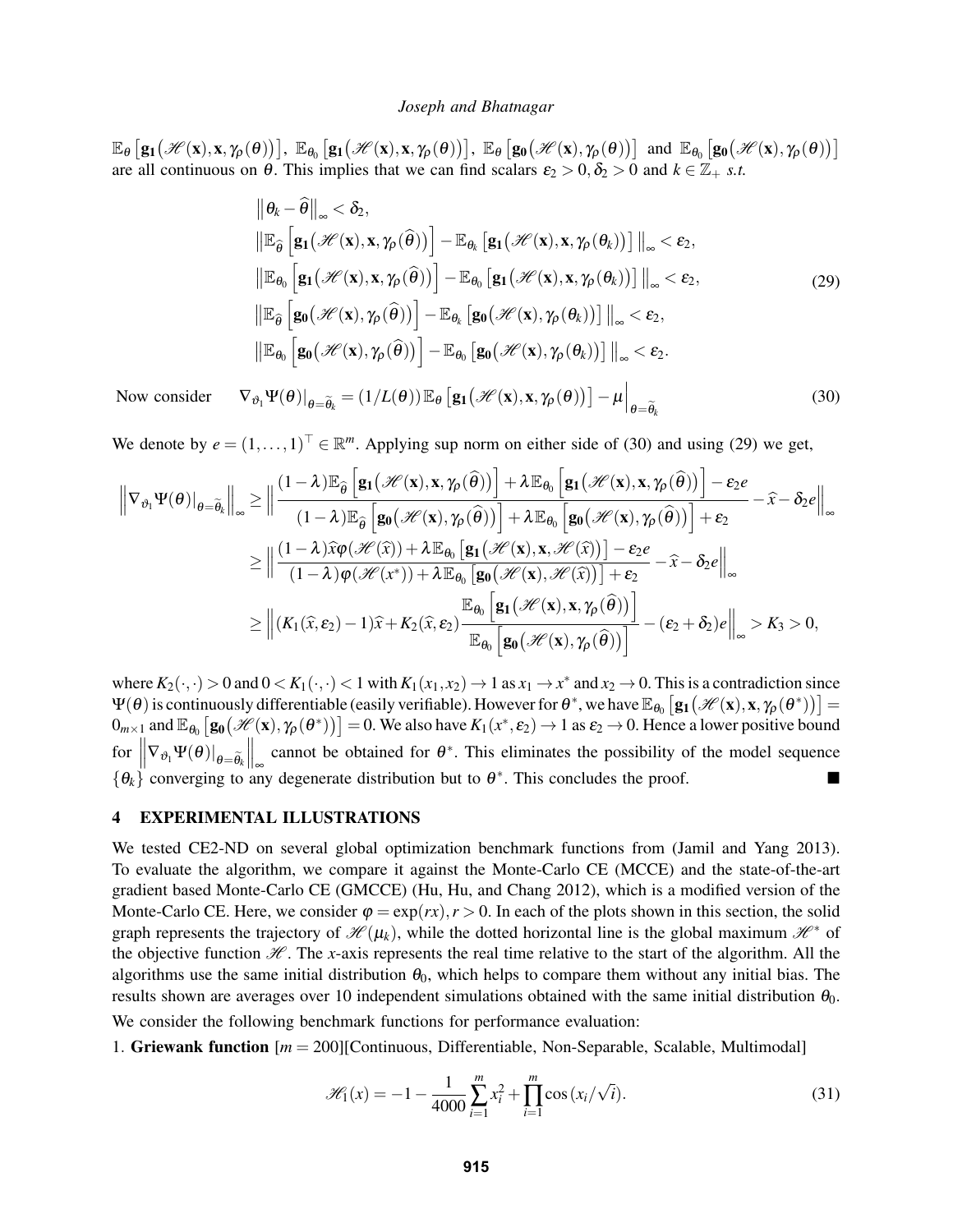$\mathbb{E}_{\theta}\left[\mathbf{g_1}\big(\mathscr{H}(\mathbf{x}),\mathbf{x},\gamma_\rho(\theta)\big)\right]$, $\mathbb{E}_{\theta_0}\left[\mathbf{g_1}\big(\mathscr{H}(\mathbf{x}),\mathbf{x},\gamma_\rho(\theta)\big)\right]$, $\mathbb{E}_{\theta}\left[\mathbf{g_0}\big(\mathscr{H}(\mathbf{x}),\gamma_\rho(\theta)\big)\right]$ and $\mathbb{E}_{\theta_0}\left[\mathbf{g_0}\big(\mathscr{H}(\mathbf{x}),\gamma_\rho(\theta)\big)\right]$ are all continuous on $\theta$. This implies that we can find scalars $\varepsilon_2 > 0, \delta_2 > 0$ and $k \in \mathbb{Z}_+$ *s.t.*

$$
\begin{aligned}
&\left\|\theta_k - \widehat{\theta}\right\|_\infty < \delta_2, \\
&\left\|\mathbb{E}_{\widehat{\theta}}\left[\mathbf{g_1}\big(\mathscr{H}(\mathbf{x}),\mathbf{x},\gamma_\rho(\widehat{\theta})\big)\right] - \mathbb{E}_{\theta_k}\left[\mathbf{g_1}\big(\mathscr{H}(\mathbf{x}),\mathbf{x},\gamma_\rho(\theta_k)\big)\right]\right\|_\infty < \varepsilon_2, \\
&\left\|\mathbb{E}_{\theta_0}\left[\mathbf{g_1}\big(\mathscr{H}(\mathbf{x}),\mathbf{x},\gamma_\rho(\widehat{\theta})\big)\right] - \mathbb{E}_{\theta_0}\left[\mathbf{g_1}\big(\mathscr{H}(\mathbf{x}),\mathbf{x},\gamma_\rho(\theta_k)\big)\right]\right\|_\infty < \varepsilon_2, \\
&\left\|\mathbb{E}_{\widehat{\theta}}\left[\mathbf{g_0}\big(\mathscr{H}(\mathbf{x}),\gamma_\rho(\widehat{\theta})\big)\right] - \mathbb{E}_{\theta_k}\left[\mathbf{g_0}\big(\mathscr{H}(\mathbf{x}),\gamma_\rho(\theta_k)\big)\right]\right\|_\infty < \varepsilon_2, \\
&\left\|\mathbb{E}_{\theta_0}\left[\mathbf{g_0}\big(\mathscr{H}(\mathbf{x}),\gamma_\rho(\widehat{\theta})\big)\right] - \mathbb{E}_{\theta_0}\left[\mathbf{g_0}\big(\mathscr{H}(\mathbf{x}),\gamma_\rho(\theta_k)\big)\right]\right\|_\infty < \varepsilon_2.
\end{aligned}
\tag{29}
$$

Now consider

$$
\nabla_{\vartheta_1}\Psi(\theta)\big|_{\theta=\widetilde{\theta}_k} = (1/L(\theta))\,\mathbb{E}_{\theta}\left[\mathbf{g_1}\big(\mathscr{H}(\mathbf{x}),\mathbf{x},\gamma_\rho(\theta)\big)\right] - \mu\Big|_{\theta=\widetilde{\theta}_k}
\tag{30}
$$

We denote by $e = (1,\ldots,1)^\top \in \mathbb{R}^m$. Applying sup norm on either side of (30) and using (29) we get,

$$
\begin{aligned}
\left\|\nabla_{\vartheta_1}\Psi(\theta)\big|_{\theta=\widetilde{\theta}_k}\right\|_\infty &\geq \left\|\frac{(1-\lambda)\mathbb{E}_{\widehat{\theta}}\left[\mathbf{g_1}\big(\mathscr{H}(\mathbf{x}),\mathbf{x},\gamma_\rho(\widehat{\theta})\big)\right] + \lambda\mathbb{E}_{\theta_0}\left[\mathbf{g_1}\big(\mathscr{H}(\mathbf{x}),\mathbf{x},\gamma_\rho(\widehat{\theta})\big)\right] - \varepsilon_2 e}{(1-\lambda)\mathbb{E}_{\widehat{\theta}}\left[\mathbf{g_0}\big(\mathscr{H}(\mathbf{x}),\gamma_\rho(\widehat{\theta})\big)\right] + \lambda\mathbb{E}_{\theta_0}\left[\mathbf{g_0}\big(\mathscr{H}(\mathbf{x}),\gamma_\rho(\widehat{\theta})\big)\right] + \varepsilon_2} - \widehat{x} - \delta_2 e\right\|_\infty \\
&\geq \left\|\frac{(1-\lambda)\widehat{x}\varphi(\mathscr{H}(\widehat{x})) + \lambda\mathbb{E}_{\theta_0}\left[\mathbf{g_1}\big(\mathscr{H}(\mathbf{x}),\mathbf{x},\mathscr{H}(\widehat{x})\big)\right] - \varepsilon_2 e}{(1-\lambda)\varphi(\mathscr{H}(x^*)) + \lambda\mathbb{E}_{\theta_0}\left[\mathbf{g_0}\big(\mathscr{H}(\mathbf{x}),\mathscr{H}(\widehat{x})\big)\right] + \varepsilon_2} - \widehat{x} - \delta_2 e\right\|_\infty \\
&\geq \left\|(K_1(\widehat{x},\varepsilon_2) - 1)\widehat{x} + K_2(\widehat{x},\varepsilon_2)\frac{\mathbb{E}_{\theta_0}\left[\mathbf{g_1}\big(\mathscr{H}(\mathbf{x}),\mathbf{x},\gamma_\rho(\widehat{\theta})\big)\right]}{\mathbb{E}_{\theta_0}\left[\mathbf{g_0}\big(\mathscr{H}(\mathbf{x}),\gamma_\rho(\widehat{\theta})\big)\right]} - (\varepsilon_2 + \delta_2)e\right\|_\infty > K_3 > 0,
\end{aligned}
$$

where $K_2(\cdot,\cdot) > 0$ and $0 < K_1(\cdot,\cdot) < 1$ with $K_1(x_1,x_2) \to 1$ as $x_1 \to x^*$ and $x_2 \to 0$. This is a contradiction since $\Psi(\theta)$ is continuously differentiable (easily verifiable). However for $\theta^*$, we have $\mathbb{E}_{\theta_0}\left[\mathbf{g_1}\big(\mathscr{H}(\mathbf{x}),\mathbf{x},\gamma_\rho(\theta^*)\big)\right] = 0_{m\times 1}$ and $\mathbb{E}_{\theta_0}\left[\mathbf{g_0}\big(\mathscr{H}(\mathbf{x}),\gamma_\rho(\theta^*)\big)\right] = 0$. We also have $K_1(x^*,\varepsilon_2) \to 1$ as $\varepsilon_2 \to 0$. Hence a lower positive bound for $\left\|\nabla_{\vartheta_1}\Psi(\theta)\big|_{\theta=\widetilde{\theta}_k}\right\|_\infty$ cannot be obtained for $\theta^*$. This eliminates the possibility of the model sequence $\{\theta_k\}$ converging to any degenerate distribution but to $\theta^*$. This concludes the proof. ■

## 4 EXPERIMENTAL ILLUSTRATIONS

We tested CE2-ND on several global optimization benchmark functions from (Jamil and Yang 2013). To evaluate the algorithm, we compare it against the Monte-Carlo CE (MCCE) and the state-of-the-art gradient based Monte-Carlo CE (GMCCE) (Hu, Hu, and Chang 2012), which is a modified version of the Monte-Carlo CE. Here, we consider $\varphi = \exp(rx), r > 0$. In each of the plots shown in this section, the solid graph represents the trajectory of $\mathscr{H}(\mu_k)$, while the dotted horizontal line is the global maximum $\mathscr{H}^*$ of the objective function $\mathscr{H}$. The *x*-axis represents the real time relative to the start of the algorithm. All the algorithms use the same initial distribution $\theta_0$, which helps to compare them without any initial bias. The results shown are averages over 10 independent simulations obtained with the same initial distribution $\theta_0$.

We consider the following benchmark functions for performance evaluation:

1. **Griewank function** [$m = 200$][Continuous, Differentiable, Non-Separable, Scalable, Multimodal]

$$
\mathscr{H}_1(x) = -1 - \frac{1}{4000}\sum_{i=1}^{m} x_i^2 + \prod_{i=1}^{m}\cos(x_i/\sqrt{i}).
\tag{31}
$$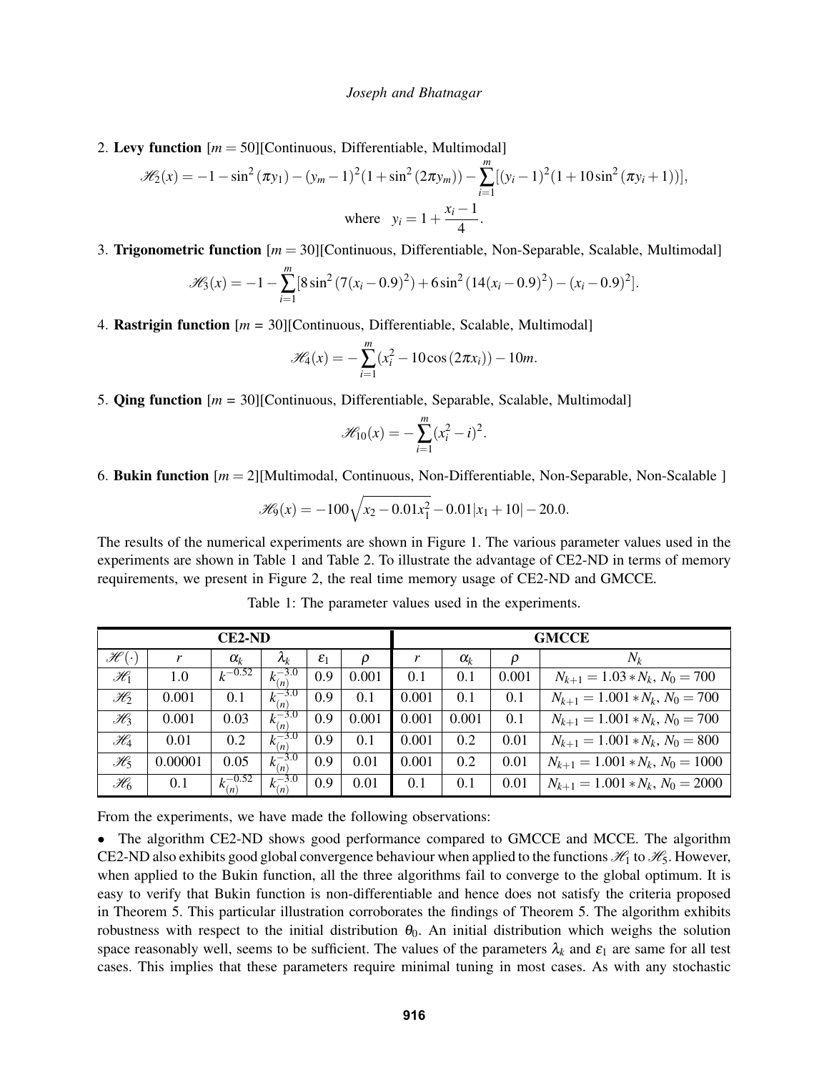2. **Levy function** $[m = 50]$[Continuous, Differentiable, Multimodal]

$$\mathscr{H}_2(x) = -1 - \sin^2(\pi y_1) - (y_m - 1)^2(1 + \sin^2(2\pi y_m)) - \sum_{i=1}^{m}[(y_i - 1)^2(1 + 10\sin^2(\pi y_i + 1))],$$

$$\text{where} \quad y_i = 1 + \frac{x_i - 1}{4}.$$

3. **Trigonometric function** $[m = 30]$[Continuous, Differentiable, Non-Separable, Scalable, Multimodal]

$$\mathscr{H}_3(x) = -1 - \sum_{i=1}^{m}[8\sin^2(7(x_i - 0.9)^2) + 6\sin^2(14(x_i - 0.9)^2) - (x_i - 0.9)^2].$$

4. **Rastrigin function** $[m = 30]$[Continuous, Differentiable, Scalable, Multimodal]

$$\mathscr{H}_4(x) = -\sum_{i=1}^{m}(x_i^2 - 10\cos(2\pi x_i)) - 10m.$$

5. **Qing function** $[m = 30]$[Continuous, Differentiable, Separable, Scalable, Multimodal]

$$\mathscr{H}_{10}(x) = -\sum_{i=1}^{m}(x_i^2 - i)^2.$$

6. **Bukin function** $[m = 2]$[Multimodal, Continuous, Non-Differentiable, Non-Separable, Non-Scalable ]

$$\mathscr{H}_9(x) = -100\sqrt{x_2 - 0.01x_1^2} - 0.01|x_1 + 10| - 20.0.$$

The results of the numerical experiments are shown in Figure 1. The various parameter values used in the experiments are shown in Table 1 and Table 2. To illustrate the advantage of CE2-ND in terms of memory requirements, we present in Figure 2, the real time memory usage of CE2-ND and GMCCE.

Table 1: The parameter values used in the experiments.

| **CE2-ND** | | | | | | **GMCCE** | | | |
|---|---|---|---|---|---|---|---|---|---|
| $\mathscr{H}(\cdot)$ | $r$ | $\alpha_k$ | $\lambda_k$ | $\varepsilon_1$ | $\rho$ | $r$ | $\alpha_k$ | $\rho$ | $N_k$ |
| $\mathscr{H}_1$ | 1.0 | $k^{-0.52}$ | $k_{(n)}^{-3.0}$ | 0.9 | 0.001 | 0.1 | 0.1 | 0.001 | $N_{k+1} = 1.03 * N_k$, $N_0 = 700$ |
| $\mathscr{H}_2$ | 0.001 | 0.1 | $k_{(n)}^{-3.0}$ | 0.9 | 0.1 | 0.001 | 0.1 | 0.1 | $N_{k+1} = 1.001 * N_k$, $N_0 = 700$ |
| $\mathscr{H}_3$ | 0.001 | 0.03 | $k_{(n)}^{-3.0}$ | 0.9 | 0.001 | 0.001 | 0.001 | 0.1 | $N_{k+1} = 1.001 * N_k$, $N_0 = 700$ |
| $\mathscr{H}_4$ | 0.01 | 0.2 | $k_{(n)}^{-3.0}$ | 0.9 | 0.1 | 0.001 | 0.2 | 0.01 | $N_{k+1} = 1.001 * N_k$, $N_0 = 800$ |
| $\mathscr{H}_5$ | 0.00001 | 0.05 | $k_{(n)}^{-3.0}$ | 0.9 | 0.01 | 0.001 | 0.2 | 0.01 | $N_{k+1} = 1.001 * N_k$, $N_0 = 1000$ |
| $\mathscr{H}_6$ | 0.1 | $k_{(n)}^{-0.52}$ | $k_{(n)}^{-3.0}$ | 0.9 | 0.01 | 0.1 | 0.1 | 0.01 | $N_{k+1} = 1.001 * N_k$, $N_0 = 2000$ |

From the experiments, we have made the following observations:

- The algorithm CE2-ND shows good performance compared to GMCCE and MCCE. The algorithm CE2-ND also exhibits good global convergence behaviour when applied to the functions $\mathscr{H}_1$ to $\mathscr{H}_5$. However, when applied to the Bukin function, all the three algorithms fail to converge to the global optimum. It is easy to verify that Bukin function is non-differentiable and hence does not satisfy the criteria proposed in Theorem 5. This particular illustration corroborates the findings of Theorem 5. The algorithm exhibits robustness with respect to the initial distribution $\theta_0$. An initial distribution which weighs the solution space reasonably well, seems to be sufficient. The values of the parameters $\lambda_k$ and $\varepsilon_1$ are same for all test cases. This implies that these parameters require minimal tuning in most cases. As with any stochastic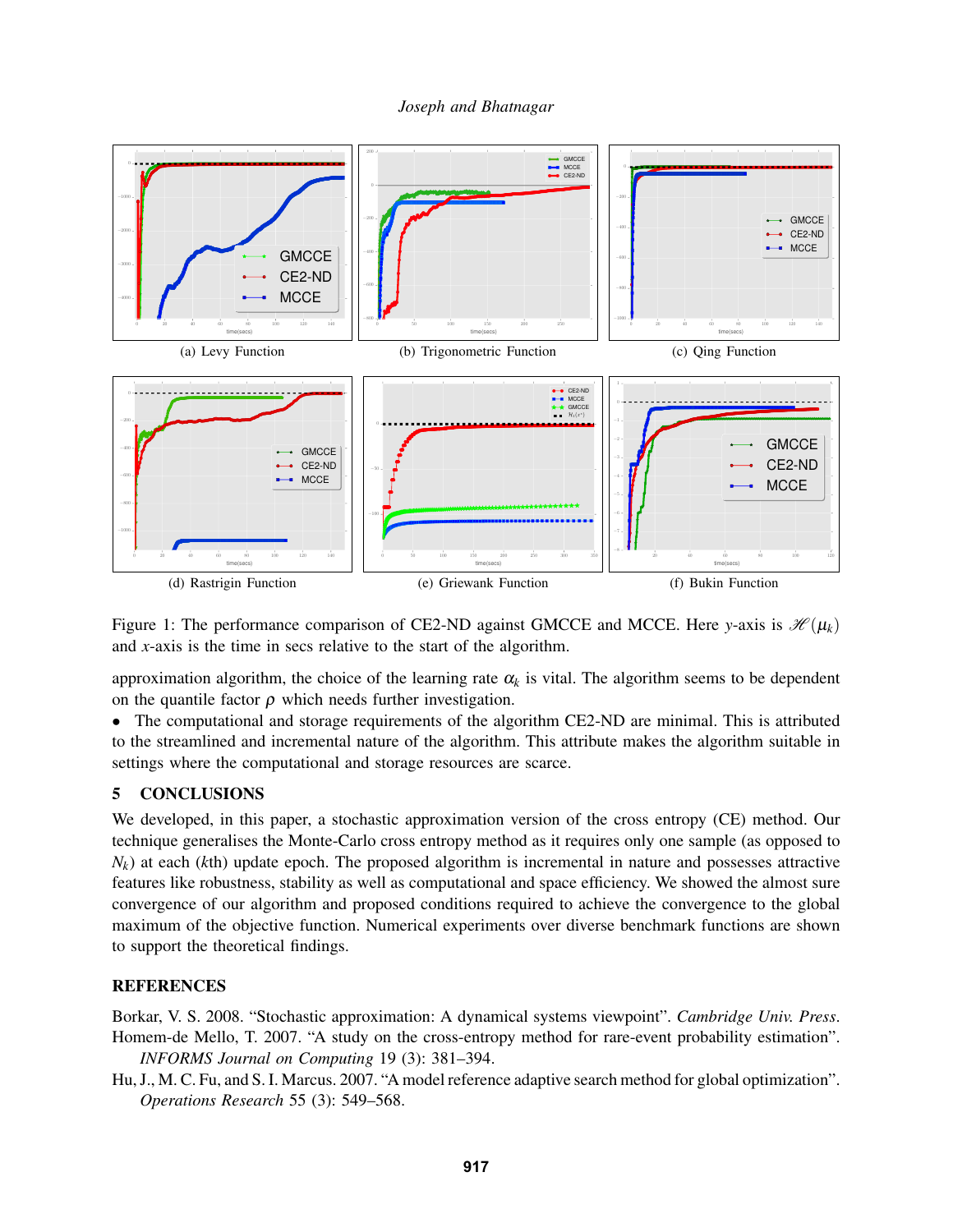(a) Levy Function

(b) Trigonometric Function

(c) Qing Function

(d) Rastrigin Function

(e) Griewank Function

(f) Bukin Function

Figure 1: The performance comparison of CE2-ND against GMCCE and MCCE. Here $y$-axis is $\mathscr{H}(\mu_k)$ and $x$-axis is the time in secs relative to the start of the algorithm.

approximation algorithm, the choice of the learning rate $\alpha_k$ is vital. The algorithm seems to be dependent on the quantile factor $\rho$ which needs further investigation.

- The computational and storage requirements of the algorithm CE2-ND are minimal. This is attributed to the streamlined and incremental nature of the algorithm. This attribute makes the algorithm suitable in settings where the computational and storage resources are scarce.

## 5 CONCLUSIONS

We developed, in this paper, a stochastic approximation version of the cross entropy (CE) method. Our technique generalises the Monte-Carlo cross entropy method as it requires only one sample (as opposed to $N_k$) at each ($k$th) update epoch. The proposed algorithm is incremental in nature and possesses attractive features like robustness, stability as well as computational and space efficiency. We showed the almost sure convergence of our algorithm and proposed conditions required to achieve the convergence to the global maximum of the objective function. Numerical experiments over diverse benchmark functions are shown to support the theoretical findings.

## REFERENCES

Borkar, V. S. 2008. "Stochastic approximation: A dynamical systems viewpoint". *Cambridge Univ. Press*.

Homem-de Mello, T. 2007. "A study on the cross-entropy method for rare-event probability estimation". *INFORMS Journal on Computing* 19 (3): 381–394.

Hu, J., M. C. Fu, and S. I. Marcus. 2007. "A model reference adaptive search method for global optimization". *Operations Research* 55 (3): 549–568.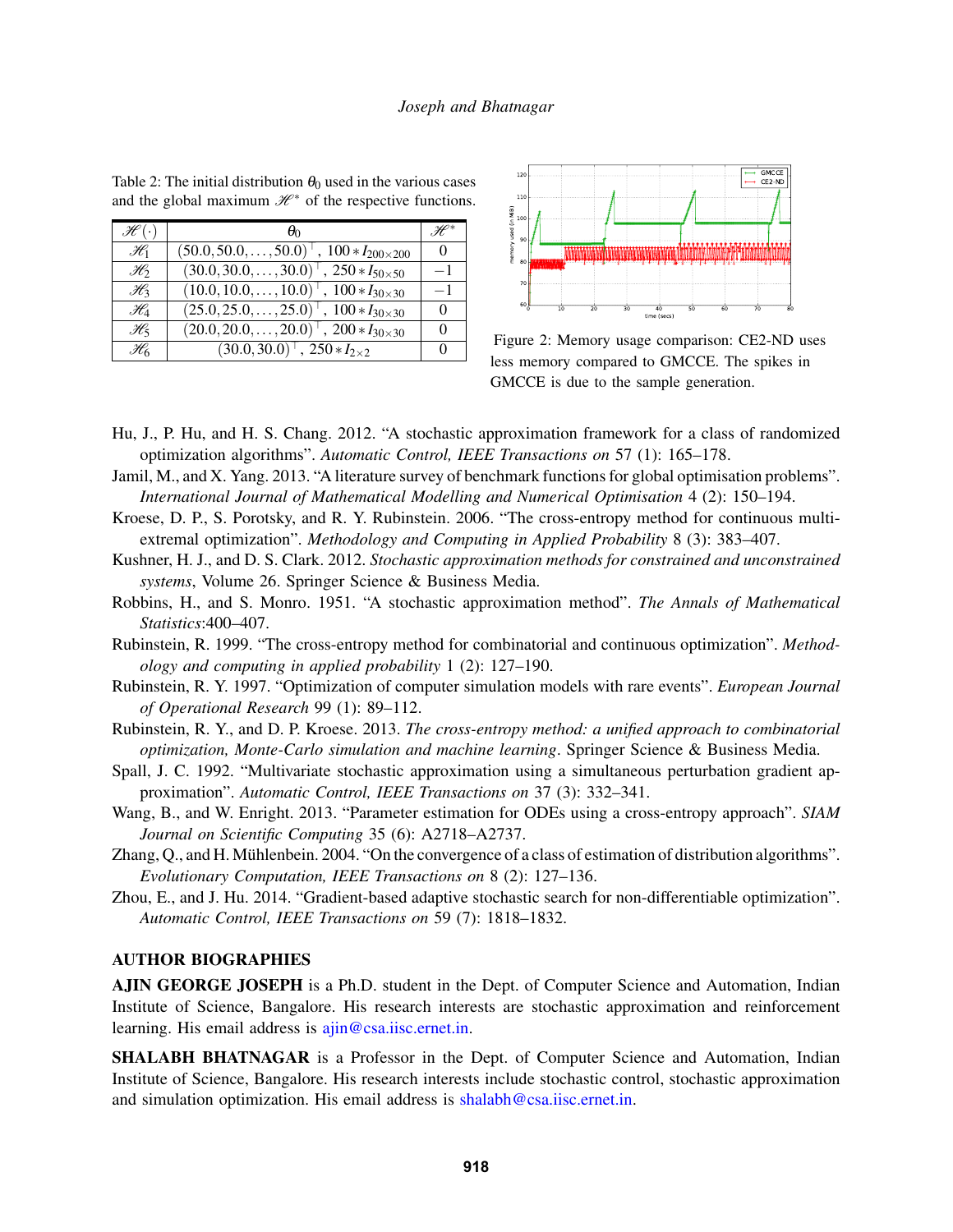Table 2: The initial distribution $\theta_0$ used in the various cases and the global maximum $\mathscr{H}^*$ of the respective functions.

| $\mathscr{H}(\cdot)$ | $\theta_0$ | $\mathscr{H}^*$ |
|---|---|---|
| $\mathscr{H}_1$ | $(50.0, 50.0, \ldots, 50.0)^\top$, $100 * I_{200\times 200}$ | 0 |
| $\mathscr{H}_2$ | $(30.0, 30.0, \ldots, 30.0)^\top$, $250 * I_{50\times 50}$ | $-1$ |
| $\mathscr{H}_3$ | $(10.0, 10.0, \ldots, 10.0)^\top$, $100 * I_{30\times 30}$ | $-1$ |
| $\mathscr{H}_4$ | $(25.0, 25.0, \ldots, 25.0)^\top$, $100 * I_{30\times 30}$ | 0 |
| $\mathscr{H}_5$ | $(20.0, 20.0, \ldots, 20.0)^\top$, $200 * I_{30\times 30}$ | 0 |
| $\mathscr{H}_6$ | $(30.0, 30.0)^\top$, $250 * I_{2\times 2}$ | 0 |

GMCCE
CE2-ND
memory used (in MB)
time (secs)
120
110
100
90
80
70
60
0 10 20 30 40 50 60 70 80

Figure 2: Memory usage comparison: CE2-ND uses less memory compared to GMCCE. The spikes in GMCCE is due to the sample generation.

Hu, J., P. Hu, and H. S. Chang. 2012. "A stochastic approximation framework for a class of randomized optimization algorithms". *Automatic Control, IEEE Transactions on* 57 (1): 165–178.

Jamil, M., and X. Yang. 2013. "A literature survey of benchmark functions for global optimisation problems". *International Journal of Mathematical Modelling and Numerical Optimisation* 4 (2): 150–194.

Kroese, D. P., S. Porotsky, and R. Y. Rubinstein. 2006. "The cross-entropy method for continuous multi-extremal optimization". *Methodology and Computing in Applied Probability* 8 (3): 383–407.

Kushner, H. J., and D. S. Clark. 2012. *Stochastic approximation methods for constrained and unconstrained systems*, Volume 26. Springer Science & Business Media.

Robbins, H., and S. Monro. 1951. "A stochastic approximation method". *The Annals of Mathematical Statistics*:400–407.

Rubinstein, R. 1999. "The cross-entropy method for combinatorial and continuous optimization". *Methodology and computing in applied probability* 1 (2): 127–190.

Rubinstein, R. Y. 1997. "Optimization of computer simulation models with rare events". *European Journal of Operational Research* 99 (1): 89–112.

Rubinstein, R. Y., and D. P. Kroese. 2013. *The cross-entropy method: a unified approach to combinatorial optimization, Monte-Carlo simulation and machine learning*. Springer Science & Business Media.

Spall, J. C. 1992. "Multivariate stochastic approximation using a simultaneous perturbation gradient approximation". *Automatic Control, IEEE Transactions on* 37 (3): 332–341.

Wang, B., and W. Enright. 2013. "Parameter estimation for ODEs using a cross-entropy approach". *SIAM Journal on Scientific Computing* 35 (6): A2718–A2737.

Zhang, Q., and H. Mühlenbein. 2004. "On the convergence of a class of estimation of distribution algorithms". *Evolutionary Computation, IEEE Transactions on* 8 (2): 127–136.

Zhou, E., and J. Hu. 2014. "Gradient-based adaptive stochastic search for non-differentiable optimization". *Automatic Control, IEEE Transactions on* 59 (7): 1818–1832.

## AUTHOR BIOGRAPHIES

**AJIN GEORGE JOSEPH** is a Ph.D. student in the Dept. of Computer Science and Automation, Indian Institute of Science, Bangalore. His research interests are stochastic approximation and reinforcement learning. His email address is ajin@csa.iisc.ernet.in.

**SHALABH BHATNAGAR** is a Professor in the Dept. of Computer Science and Automation, Indian Institute of Science, Bangalore. His research interests include stochastic control, stochastic approximation and simulation optimization. His email address is shalabh@csa.iisc.ernet.in.